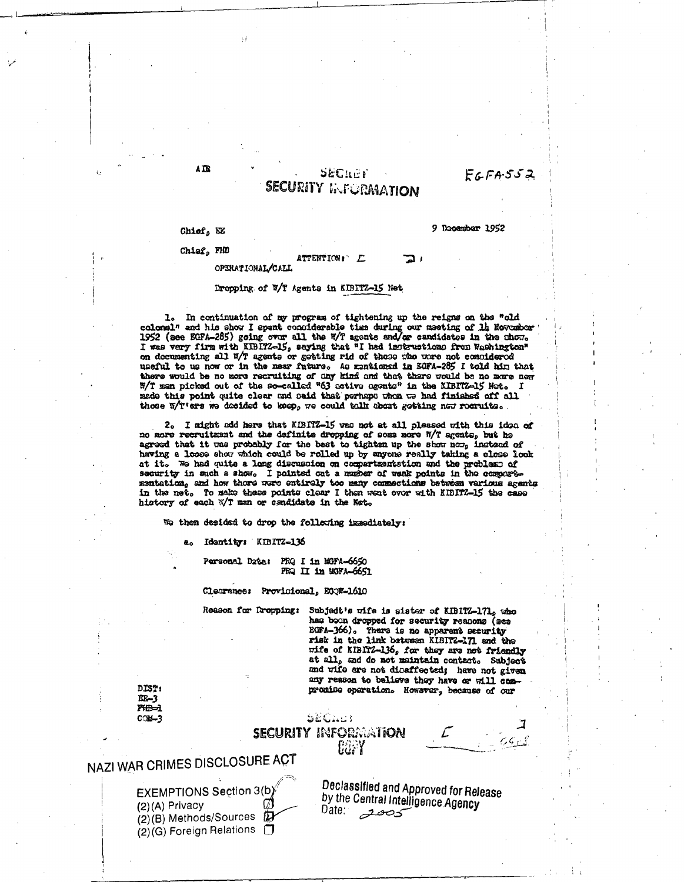AIR

SECRET
SECURITY INFORMATION

EGFA-552

Chief, EE

9 December 1952

Chief, FHB

ATTENTION: [ ]

OPERATIONAL/CALL

Dropping of W/T Agents in KIBITZ-15 Net

1. In continuation of my program of tightening up the reigns on the "old colonel" and his show I spent considerable time during our meeting of 14 November 1952 (see EGFA-285) going over all the W/T agents and/or candidates in the show. I was very firm with KIBITZ-15, saying that "I had instructions from Washington" on documenting all W/T agents or getting rid of those who were not considered useful to us now or in the near future. As mentioned in EGFA-285 I told him that there would be no more recruiting of any kind and that there would be no more new W/T man picked out of the so-called "63 active agents" in the KIBITZ-15 Net. I made this point quite clear and said that perhaps when we had finished off all those W/T'ers we decided to keep, we could talk about getting new recruits.

2. I might add here that KIBITZ-15 was not at all pleased with this idea of no more recruitment and the definite dropping of some more W/T agents, but he agreed that it was probably for the best to tighten up the show now, instead of having a loose show which could be rolled up by anyone really taking a close look at it. We had quite a long discussion on compartmentation and the problems of security in such a show. I pointed out a number of weak points in the compartmentation, and how there were entirely too many connections between various agents in the net. To make these points clear I then went over with KIBITZ-15 the case history of each W/T man or candidate in the Net.

We then decided to drop the following immediately:

a. Identity: KIBITZ-136

Personal Data: PRQ I in MGFA-6650
PRQ II in MGFA-6651

Clearance: Provisional, EGQW-1610

Reason for Dropping: Subject's wife is sister of KIBITZ-171, who has been dropped for security reasons (see EGFA-366). There is no apparent security risk in the link between KIBITZ-171 and the wife of KIBITZ-136, for they are not friendly at all, and do not maintain contact. Subject and wife are not disaffected; have not given any reason to believe they have or will compromise operation. However, because of our

DIST:
EE-3
FHB-1
COM-3

SECRET
SECURITY INFORMATION
COPY

NAZI WAR CRIMES DISCLOSURE ACT

EXEMPTIONS Section 3(b)
(2)(A) Privacy ☑
(2)(B) Methods/Sources ☑
(2)(G) Foreign Relations ☐

Declassified and Approved for Release by the Central Intelligence Agency
Date: 2005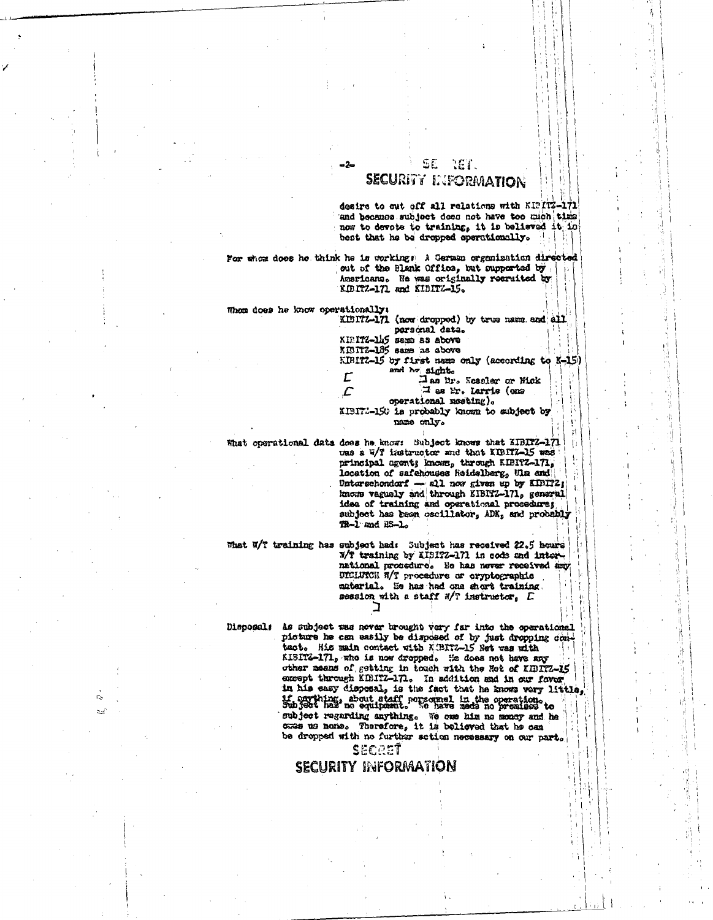SECRET
SECURITY INFORMATION

desire to cut off all relations with KIBITZ-171 and because subject does not have too much time now to devote to training, it is believed it is best that he be dropped operationally.

For whom does he think he is working: A German organization directed out of the Blank Office, but supported by Americans. He was originally recruited by KIBITZ-171 and KIBITZ-15.

Whom does he know operationally:
KIBITZ-171 (now dropped) by true name and all personal data.
KIBITZ-145 same as above
KIBITZ-185 same as above
KIBITZ-15 by first name only (according to K-15) and by sight.
[ ] as Mr. Kessler or Nick
[ ] as Mr. Larris (one operational meeting).
KIBITZ-150 is probably known to subject by name only.

What operational data does he know: Subject knows that KIBITZ-171 was a W/T instructor and that KIBITZ-15 was principal agent; knows, through KIBITZ-171, location of safehouses Heidelberg, Ulm and Unterschondorf — all now given up by KIBITZ; knows vaguely and through KIBITZ-171, general idea of training and operational procedures; subject has seen oscillator, ADK, and probably TR-1 and RS-1.

What W/T training has subject had: Subject has received 22.5 hours W/T training by KIBITZ-171 in code and international procedure. He has never received any DYCLUTCH W/T procedure or cryptographic material. He has had one short training session with a staff W/T instructor, [ ]

Disposal: As subject was never brought very far into the operational picture he can easily be disposed of by just dropping contact. His main contact with KIBITZ-15 Net was with KIBITZ-171, who is now dropped. He does not have any other means of getting in touch with the Net of KIBITZ-15 except through KIBITZ-171. In addition and in our favor in his easy disposal, is the fact that he knows very little, if anything, about staff personnel in the operation. Subject has no equipment. We have made no promises to subject regarding anything. We owe him no money and he owes us none. Therefore, it is believed that he can be dropped with no further action necessary on our part.

SECRET
SECURITY INFORMATION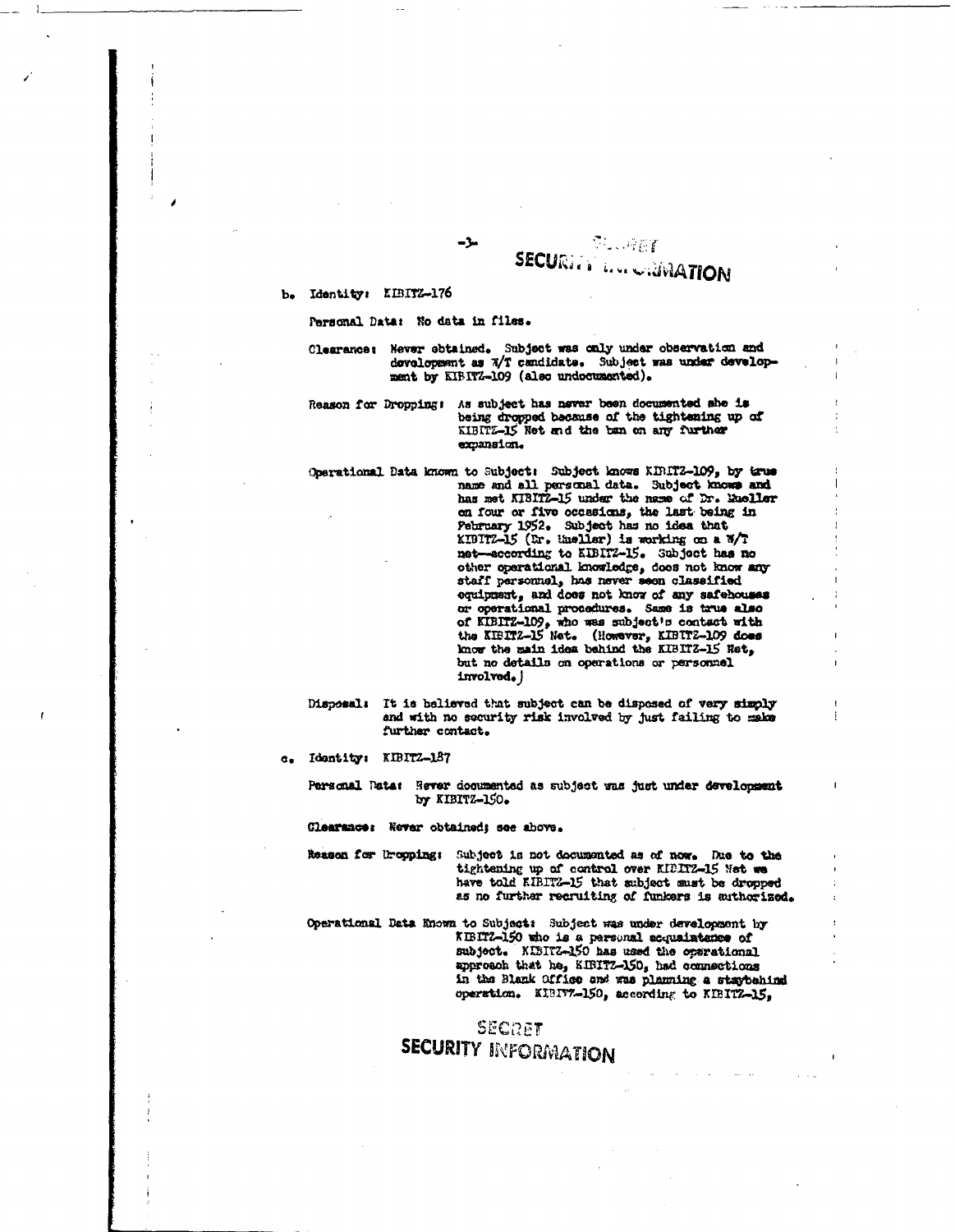SECRET
SECURITY INFORMATION

b. Identity: KIBITZ-176

Personal Data: No data in files.

Clearance: Never obtained. Subject was only under observation and development as W/T candidate. Subject was under development by KIBITZ-109 (also undocumented).

Reason for Dropping: As subject has never been documented she is being dropped because of the tightening up of KIBITZ-15 Net and the ban on any further expansion.

Operational Data known to Subject: Subject knows KIBITZ-109, by true name and all personal data. Subject knows and has met KIBITZ-15 under the name of Dr. Mueller on four or five occasions, the last being in February 1952. Subject has no idea that KIBITZ-15 (Dr. Mueller) is working on a W/T net—according to KIBITZ-15. Subject has no other operational knowledge, does not know any staff personnel, has never seen classified equipment, and does not know of any safehouses or operational procedures. Same is true also of KIBITZ-109, who was subject's contact with the KIBITZ-15 Net. (However, KIBITZ-109 does know the main idea behind the KIBITZ-15 Net, but no details on operations or personnel involved.)

Disposal: It is believed that subject can be disposed of very simply and with no security risk involved by just failing to make further contact.

c. Identity: KIBITZ-187

Personal Data: Never documented as subject was just under development by KIBITZ-150.

Clearance: Never obtained; see above.

Reason for Dropping: Subject is not documented as of now. Due to the tightening up of control over KIBITZ-15 Net we have told KIBITZ-15 that subject must be dropped as no further recruiting of funkers is authorized.

Operational Data Known to Subject: Subject was under development by KIBITZ-150 who is a personal acquaintance of subject. KIBITZ-150 has used the operational approach that he, KIBITZ-150, had connections in the Blank Office and was planning a staybehind operation. KIBITZ-150, according to KIBITZ-15,

SECRET
SECURITY INFORMATION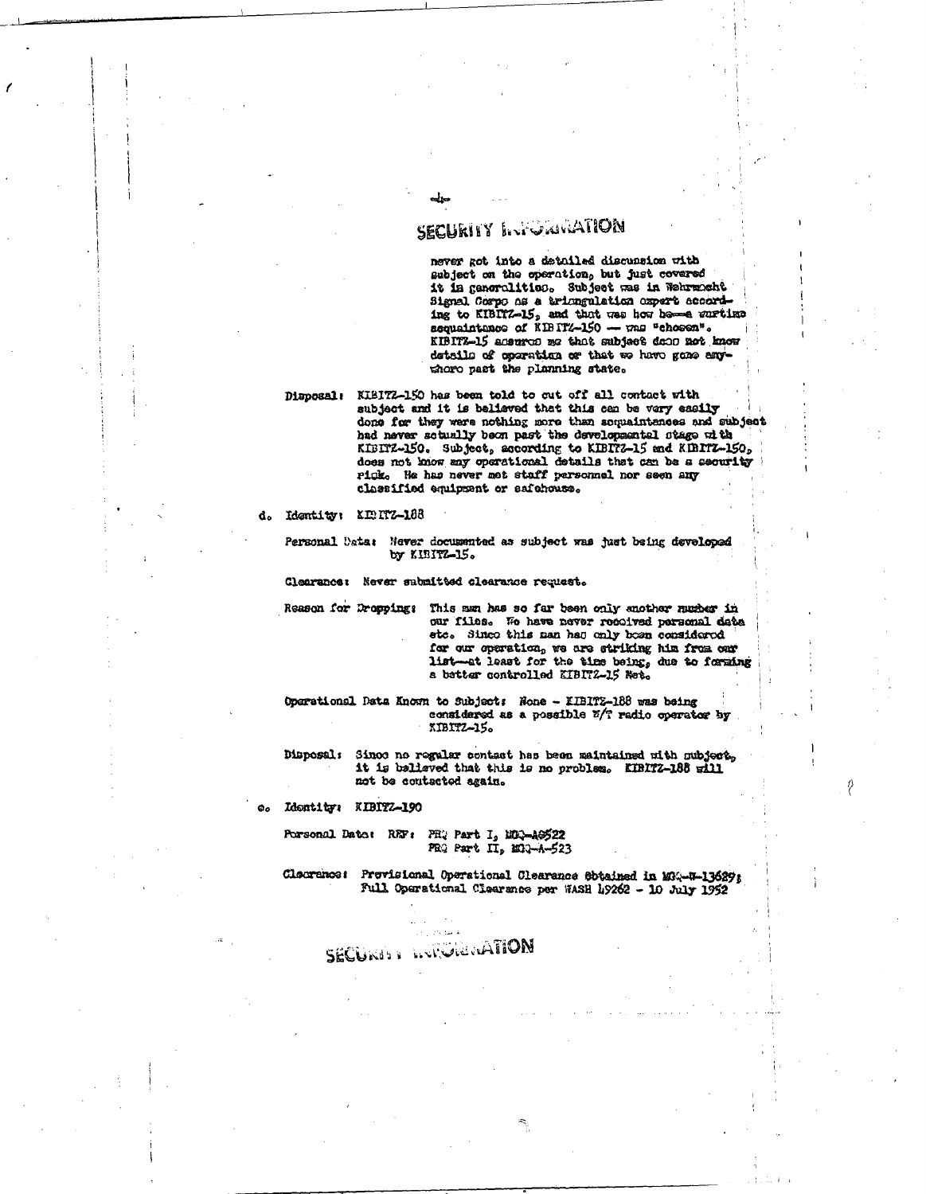SECURITY INFORMATION

never got into a detailed discussion with subject on the operation, but just covered it in generalities. Subject was in Wehrmacht Signal Corps as a triangulation expert according to KIBITZ-15, and that was how he—a wartime acquaintance of KIBITZ-150 — was "chosen". KIBITZ-15 assures me that subject does not know details of operation or that we have gone anywhere past the planning state.

Disposal: KIBITZ-150 has been told to cut off all contact with subject and it is believed that this can be very easily done for they were nothing more than acquaintances and subject had never actually been past the developmental stage with KIBITZ-150. Subject, according to KIBITZ-15 and KIBITZ-150, does not know any operational details that can be a security risk. He has never met staff personnel nor seen any classified equipment or safehouse.

d. Identity: KIBITZ-188

Personal Data: Never documented as subject was just being developed by KIBITZ-15.

Clearance: Never submitted clearance request.

Reason for Dropping: This man has so far been only another number in our files. We have never received personal data etc. Since this man has only been considered for our operation, we are striking him from our list—at least for the time being, due to forming a better controlled KIBITZ-15 Net.

Operational Data Known to Subject: None - KIBITZ-188 was being considered as a possible W/T radio operator by KIBITZ-15.

Disposal: Since no regular contact has been maintained with subject, it is believed that this is no problem. KIBITZ-188 will not be contacted again.

e. Identity: KIBITZ-190

Personal Data: REF: PRQ Part I, MGQ-A-522
PRQ Part II, MGQ-A-523

Clearance: Provisional Operational Clearance obtained in MGQ-W-13689; Full Operational Clearance per WASH 49262 - 10 July 1952

SECURITY INFORMATION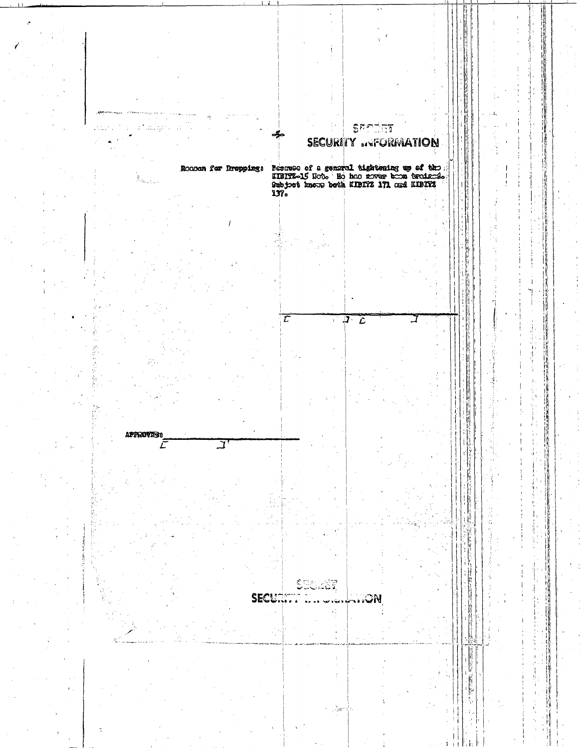SECRET
SECURITY INFORMATION

Reason for Dropping: Because of a general tightening up of the KIBITZ-15 Net. He has never been trained. Subject knows both KIBITZ 171 and KIBITZ 137.

[ ] [ ]

APPROVED:
[ ]

SECRET
SECURITY INFORMATION